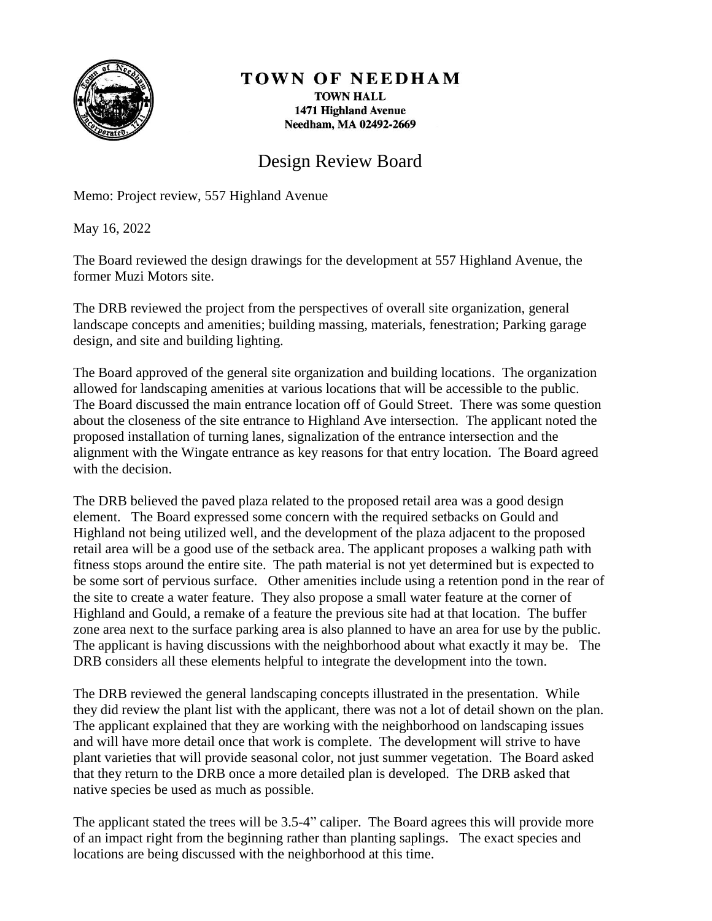# TOWN OF NEEDHAM

**TOWN HALL**
**1471 Highland Avenue**
**Needham, MA 02492-2669**

## Design Review Board

Memo: Project review, 557 Highland Avenue

May 16, 2022

The Board reviewed the design drawings for the development at 557 Highland Avenue, the former Muzi Motors site.

The DRB reviewed the project from the perspectives of overall site organization, general landscape concepts and amenities; building massing, materials, fenestration; Parking garage design, and site and building lighting.

The Board approved of the general site organization and building locations. The organization allowed for landscaping amenities at various locations that will be accessible to the public. The Board discussed the main entrance location off of Gould Street. There was some question about the closeness of the site entrance to Highland Ave intersection. The applicant noted the proposed installation of turning lanes, signalization of the entrance intersection and the alignment with the Wingate entrance as key reasons for that entry location. The Board agreed with the decision.

The DRB believed the paved plaza related to the proposed retail area was a good design element. The Board expressed some concern with the required setbacks on Gould and Highland not being utilized well, and the development of the plaza adjacent to the proposed retail area will be a good use of the setback area. The applicant proposes a walking path with fitness stops around the entire site. The path material is not yet determined but is expected to be some sort of pervious surface. Other amenities include using a retention pond in the rear of the site to create a water feature. They also propose a small water feature at the corner of Highland and Gould, a remake of a feature the previous site had at that location. The buffer zone area next to the surface parking area is also planned to have an area for use by the public. The applicant is having discussions with the neighborhood about what exactly it may be. The DRB considers all these elements helpful to integrate the development into the town.

The DRB reviewed the general landscaping concepts illustrated in the presentation. While they did review the plant list with the applicant, there was not a lot of detail shown on the plan. The applicant explained that they are working with the neighborhood on landscaping issues and will have more detail once that work is complete. The development will strive to have plant varieties that will provide seasonal color, not just summer vegetation. The Board asked that they return to the DRB once a more detailed plan is developed. The DRB asked that native species be used as much as possible.

The applicant stated the trees will be 3.5-4" caliper. The Board agrees this will provide more of an impact right from the beginning rather than planting saplings. The exact species and locations are being discussed with the neighborhood at this time.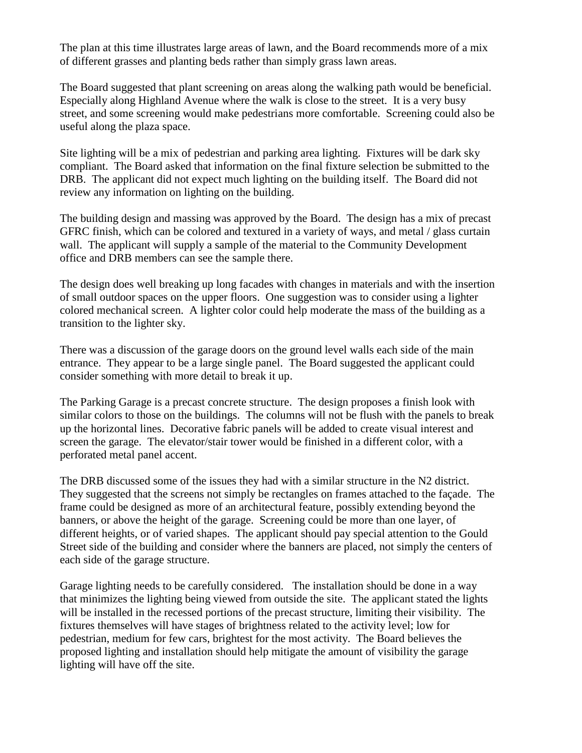The plan at this time illustrates large areas of lawn, and the Board recommends more of a mix of different grasses and planting beds rather than simply grass lawn areas.

The Board suggested that plant screening on areas along the walking path would be beneficial. Especially along Highland Avenue where the walk is close to the street. It is a very busy street, and some screening would make pedestrians more comfortable. Screening could also be useful along the plaza space.

Site lighting will be a mix of pedestrian and parking area lighting. Fixtures will be dark sky compliant. The Board asked that information on the final fixture selection be submitted to the DRB. The applicant did not expect much lighting on the building itself. The Board did not review any information on lighting on the building.

The building design and massing was approved by the Board. The design has a mix of precast GFRC finish, which can be colored and textured in a variety of ways, and metal / glass curtain wall. The applicant will supply a sample of the material to the Community Development office and DRB members can see the sample there.

The design does well breaking up long facades with changes in materials and with the insertion of small outdoor spaces on the upper floors. One suggestion was to consider using a lighter colored mechanical screen. A lighter color could help moderate the mass of the building as a transition to the lighter sky.

There was a discussion of the garage doors on the ground level walls each side of the main entrance. They appear to be a large single panel. The Board suggested the applicant could consider something with more detail to break it up.

The Parking Garage is a precast concrete structure. The design proposes a finish look with similar colors to those on the buildings. The columns will not be flush with the panels to break up the horizontal lines. Decorative fabric panels will be added to create visual interest and screen the garage. The elevator/stair tower would be finished in a different color, with a perforated metal panel accent.

The DRB discussed some of the issues they had with a similar structure in the N2 district. They suggested that the screens not simply be rectangles on frames attached to the façade. The frame could be designed as more of an architectural feature, possibly extending beyond the banners, or above the height of the garage. Screening could be more than one layer, of different heights, or of varied shapes. The applicant should pay special attention to the Gould Street side of the building and consider where the banners are placed, not simply the centers of each side of the garage structure.

Garage lighting needs to be carefully considered. The installation should be done in a way that minimizes the lighting being viewed from outside the site. The applicant stated the lights will be installed in the recessed portions of the precast structure, limiting their visibility. The fixtures themselves will have stages of brightness related to the activity level; low for pedestrian, medium for few cars, brightest for the most activity. The Board believes the proposed lighting and installation should help mitigate the amount of visibility the garage lighting will have off the site.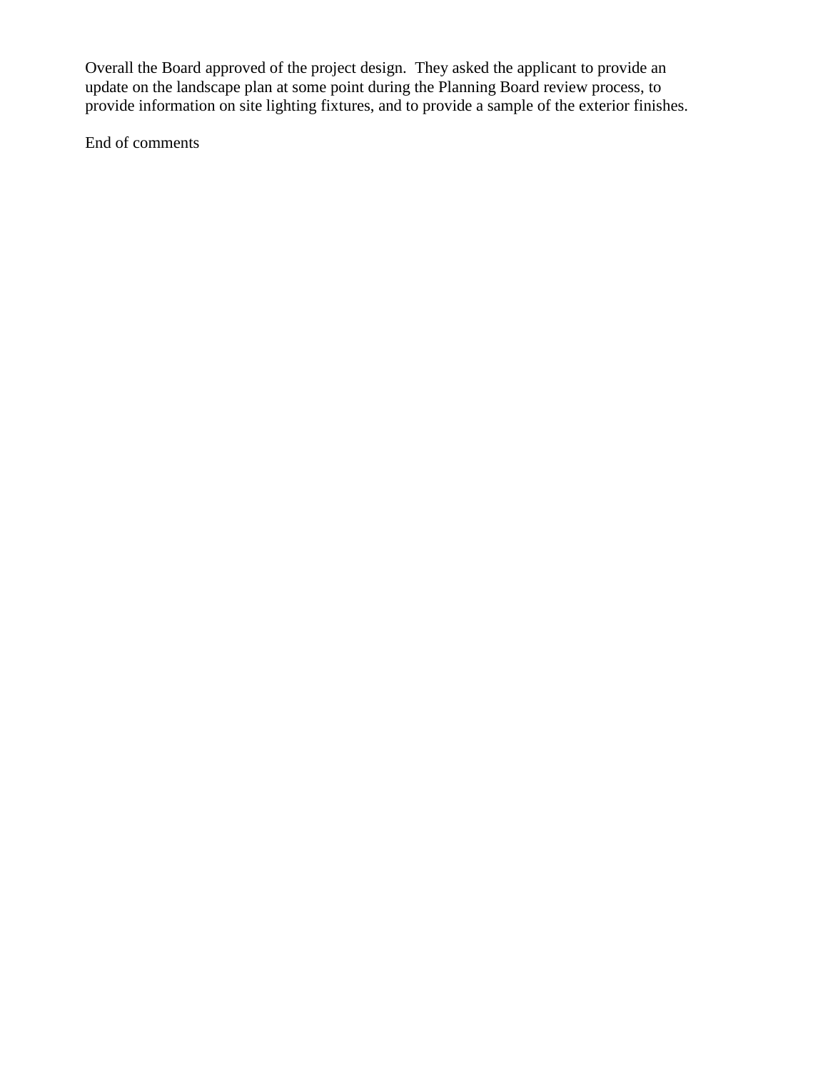Overall the Board approved of the project design.  They asked the applicant to provide an update on the landscape plan at some point during the Planning Board review process, to provide information on site lighting fixtures, and to provide a sample of the exterior finishes.

End of comments